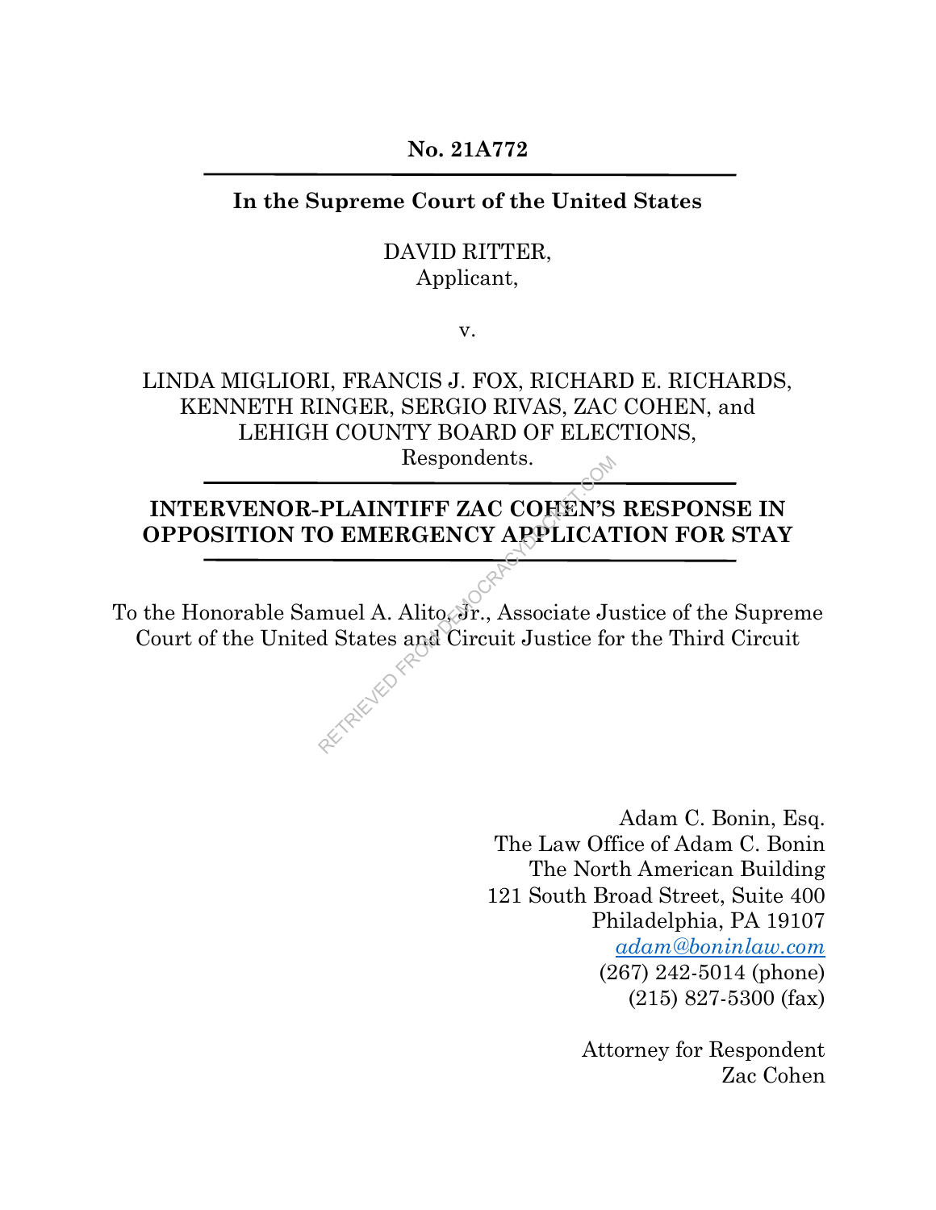**No. 21A772**

---

**In the Supreme Court of the United States**

DAVID RITTER,
Applicant,

v.

LINDA MIGLIORI, FRANCIS J. FOX, RICHARD E. RICHARDS, KENNETH RINGER, SERGIO RIVAS, ZAC COHEN, and LEHIGH COUNTY BOARD OF ELECTIONS,
Respondents.

---

**INTERVENOR-PLAINTIFF ZAC COHEN'S RESPONSE IN OPPOSITION TO EMERGENCY APPLICATION FOR STAY**

---

To the Honorable Samuel A. Alito, Jr., Associate Justice of the Supreme Court of the United States and Circuit Justice for the Third Circuit

Adam C. Bonin, Esq.
The Law Office of Adam C. Bonin
The North American Building
121 South Broad Street, Suite 400
Philadelphia, PA 19107
*adam@boninlaw.com*
(267) 242-5014 (phone)
(215) 827-5300 (fax)

Attorney for Respondent
Zac Cohen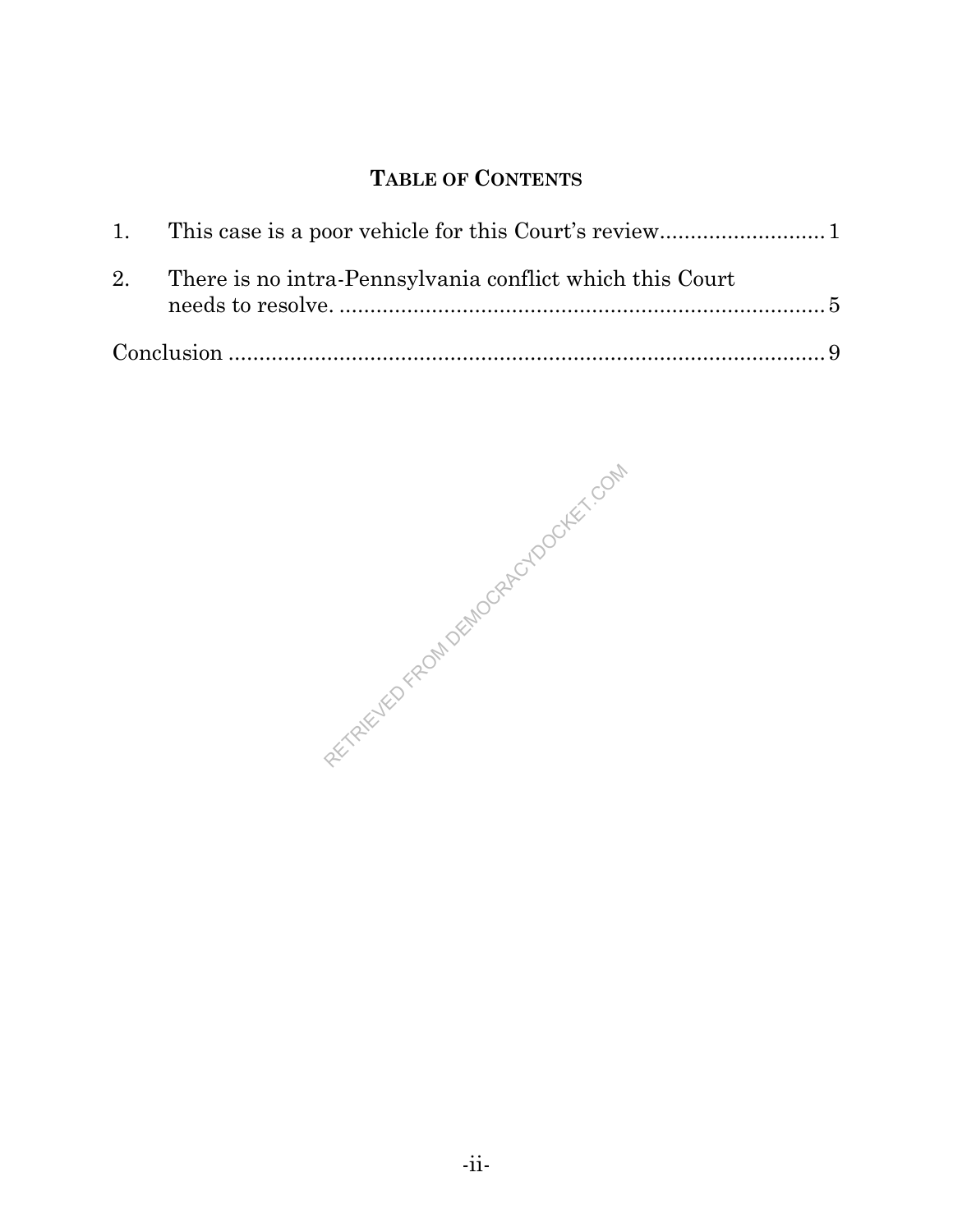## TABLE OF CONTENTS

1. This case is a poor vehicle for this Court's review .......................... 1
2. There is no intra-Pennsylvania conflict which this Court needs to resolve. ................................................................................ 5

Conclusion ....................................................................................... 9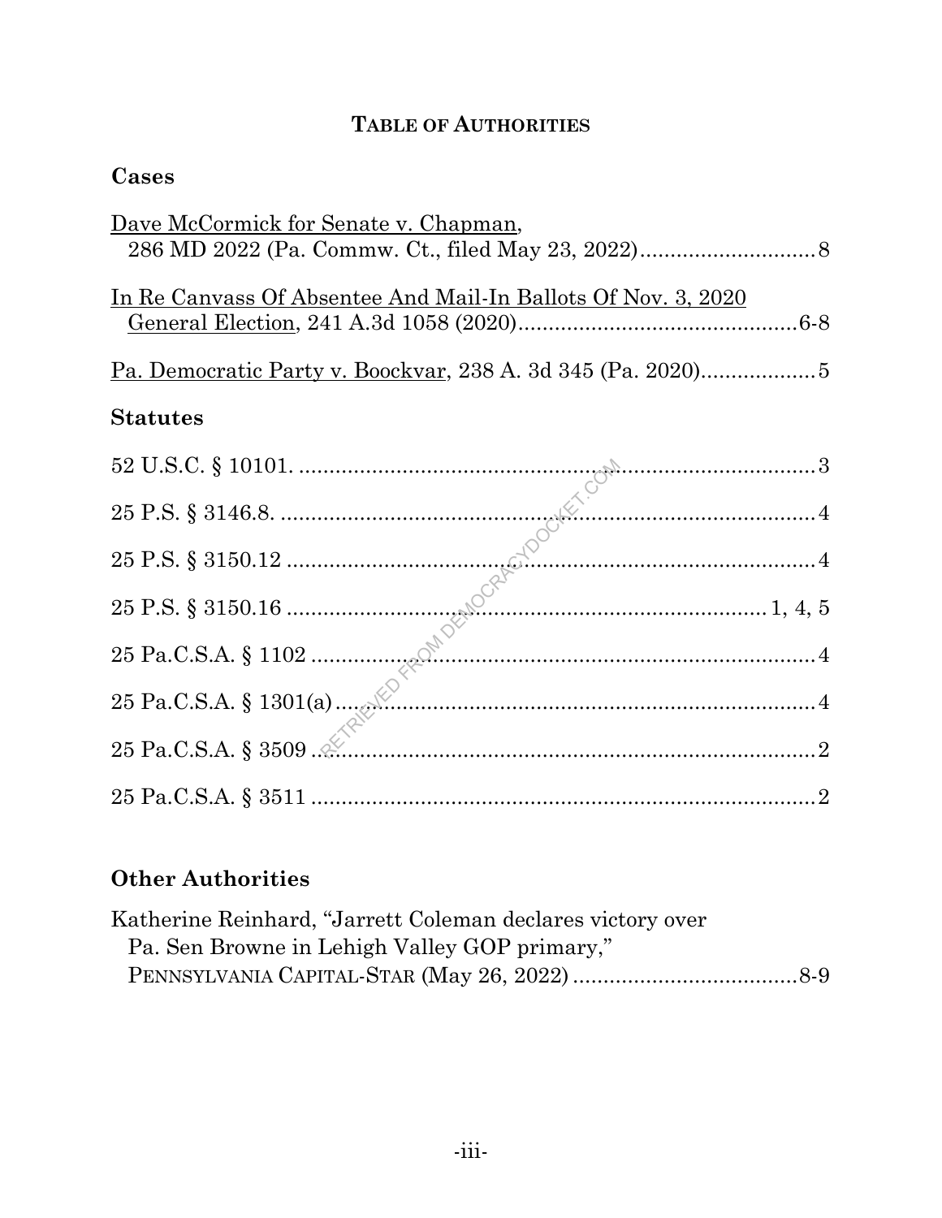# TABLE OF AUTHORITIES

## Cases

Dave McCormick for Senate v. Chapman, 286 MD 2022 (Pa. Commw. Ct., filed May 23, 2022) ........................... 8

In Re Canvass Of Absentee And Mail-In Ballots Of Nov. 3, 2020 General Election, 241 A.3d 1058 (2020) ............................................. 6-8

Pa. Democratic Party v. Boockvar, 238 A. 3d 345 (Pa. 2020) .................. 5

## Statutes

52 U.S.C. § 10101. ..................................................................................... 3

25 P.S. § 3146.8. ........................................................................................ 4

25 P.S. § 3150.12 ........................................................................................ 4

25 P.S. § 3150.16 ............................................................................ 1, 4, 5

25 Pa.C.S.A. § 1102 .................................................................................. 4

25 Pa.C.S.A. § 1301(a) .............................................................................. 4

25 Pa.C.S.A. § 3509 .................................................................................. 2

25 Pa.C.S.A. § 3511 .................................................................................. 2

## Other Authorities

Katherine Reinhard, "Jarrett Coleman declares victory over Pa. Sen Browne in Lehigh Valley GOP primary," PENNSYLVANIA CAPITAL-STAR (May 26, 2022) .................................... 8-9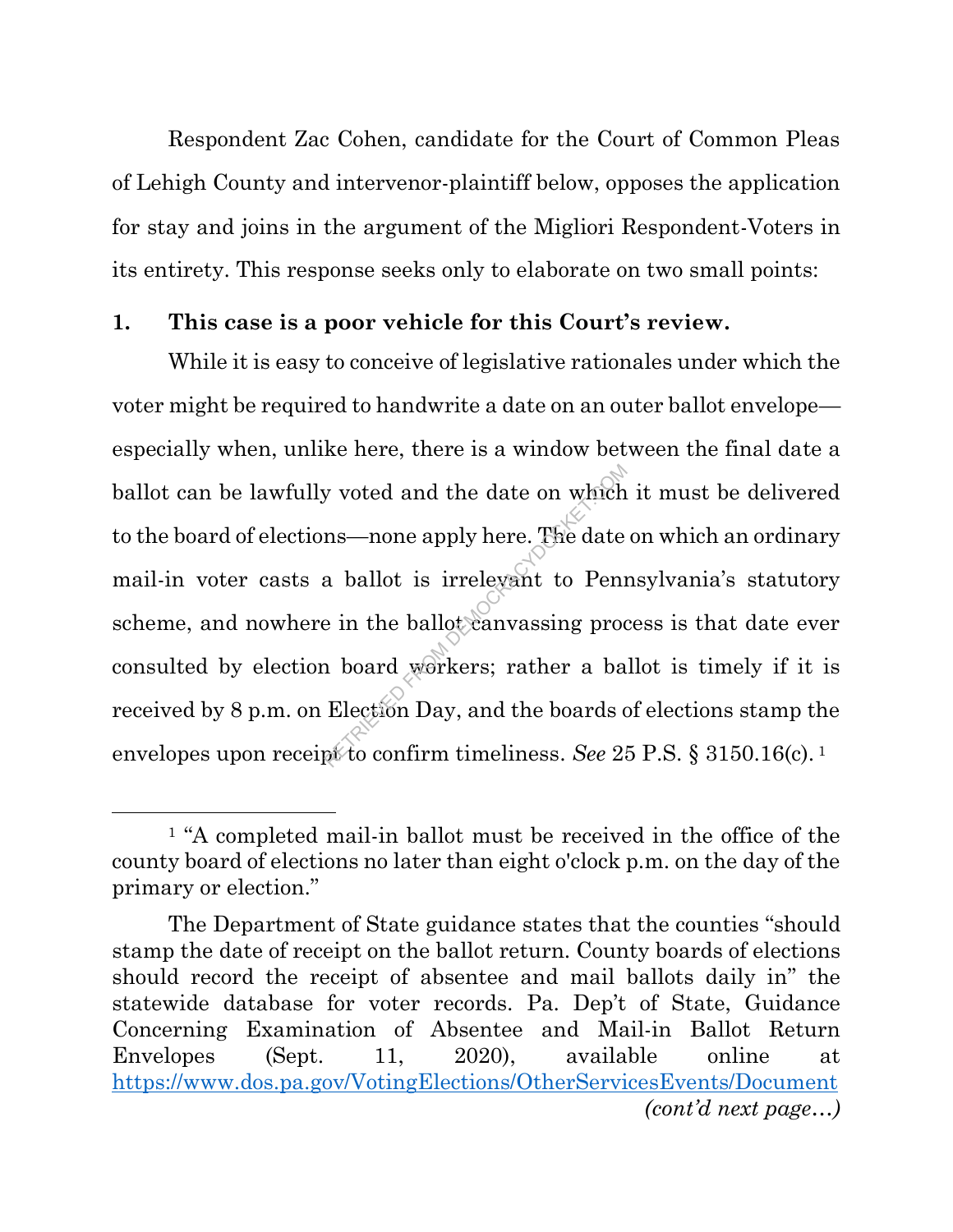Respondent Zac Cohen, candidate for the Court of Common Pleas of Lehigh County and intervenor-plaintiff below, opposes the application for stay and joins in the argument of the Migliori Respondent-Voters in its entirety. This response seeks only to elaborate on two small points:

**1. This case is a poor vehicle for this Court's review.**

While it is easy to conceive of legislative rationales under which the voter might be required to handwrite a date on an outer ballot envelope—especially when, unlike here, there is a window between the final date a ballot can be lawfully voted and the date on which it must be delivered to the board of elections—none apply here. The date on which an ordinary mail-in voter casts a ballot is irrelevant to Pennsylvania's statutory scheme, and nowhere in the ballot canvassing process is that date ever consulted by election board workers; rather a ballot is timely if it is received by 8 p.m. on Election Day, and the boards of elections stamp the envelopes upon receipt to confirm timeliness. *See* 25 P.S. § 3150.16(c).[1]

---

[1] "A completed mail-in ballot must be received in the office of the county board of elections no later than eight o'clock p.m. on the day of the primary or election."

The Department of State guidance states that the counties "should stamp the date of receipt on the ballot return. County boards of elections should record the receipt of absentee and mail ballots daily in" the statewide database for voter records. Pa. Dep't of State, Guidance Concerning Examination of Absentee and Mail-in Ballot Return Envelopes (Sept. 11, 2020), available online at https://www.dos.pa.gov/VotingElections/OtherServicesEvents/Document *(cont'd next page…)*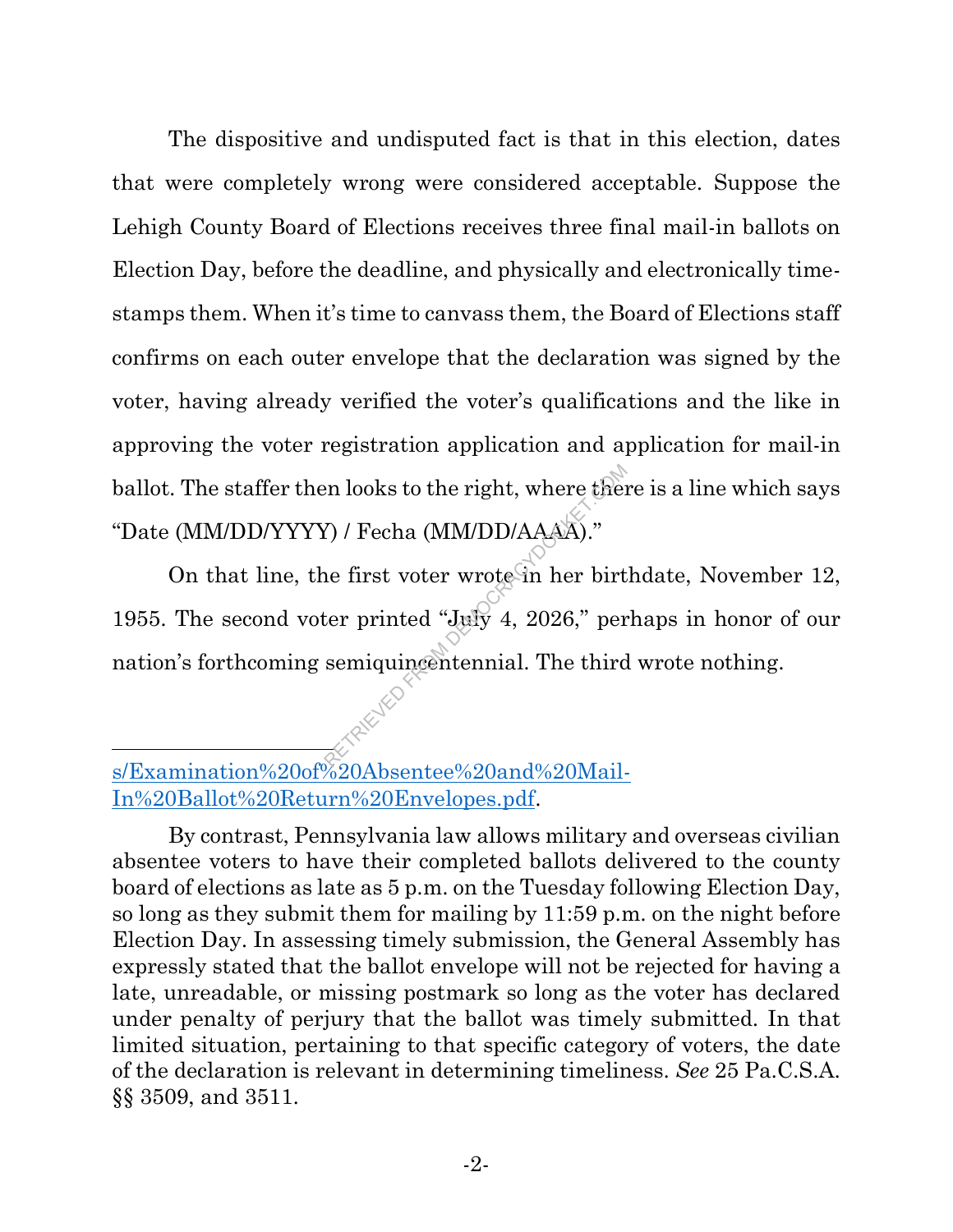The dispositive and undisputed fact is that in this election, dates that were completely wrong were considered acceptable. Suppose the Lehigh County Board of Elections receives three final mail-in ballots on Election Day, before the deadline, and physically and electronically time-stamps them. When it's time to canvass them, the Board of Elections staff confirms on each outer envelope that the declaration was signed by the voter, having already verified the voter's qualifications and the like in approving the voter registration application and application for mail-in ballot. The staffer then looks to the right, where there is a line which says "Date (MM/DD/YYYY) / Fecha (MM/DD/AAAA)."

On that line, the first voter wrote in her birthdate, November 12, 1955. The second voter printed "July 4, 2026," perhaps in honor of our nation's forthcoming semiquincentennial. The third wrote nothing.

---

s/Examination%20of%20Absentee%20and%20Mail-In%20Ballot%20Return%20Envelopes.pdf.

By contrast, Pennsylvania law allows military and overseas civilian absentee voters to have their completed ballots delivered to the county board of elections as late as 5 p.m. on the Tuesday following Election Day, so long as they submit them for mailing by 11:59 p.m. on the night before Election Day. In assessing timely submission, the General Assembly has expressly stated that the ballot envelope will not be rejected for having a late, unreadable, or missing postmark so long as the voter has declared under penalty of perjury that the ballot was timely submitted. In that limited situation, pertaining to that specific category of voters, the date of the declaration is relevant in determining timeliness. *See* 25 Pa.C.S.A. §§ 3509, and 3511.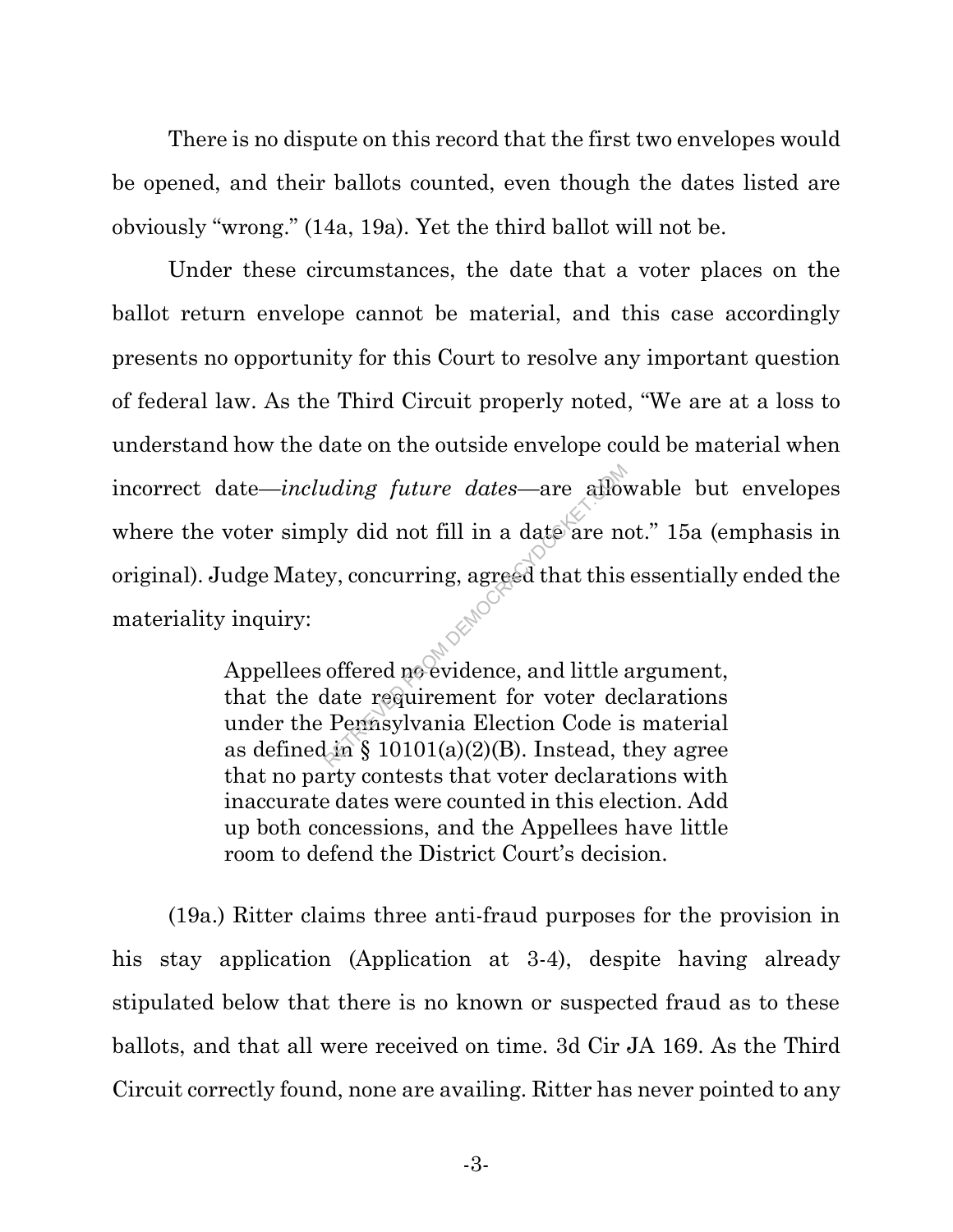There is no dispute on this record that the first two envelopes would be opened, and their ballots counted, even though the dates listed are obviously "wrong." (14a, 19a). Yet the third ballot will not be.

Under these circumstances, the date that a voter places on the ballot return envelope cannot be material, and this case accordingly presents no opportunity for this Court to resolve any important question of federal law. As the Third Circuit properly noted, "We are at a loss to understand how the date on the outside envelope could be material when incorrect date—*including future dates*—are allowable but envelopes where the voter simply did not fill in a date are not." 15a (emphasis in original). Judge Matey, concurring, agreed that this essentially ended the materiality inquiry:

> Appellees offered no evidence, and little argument, that the date requirement for voter declarations under the Pennsylvania Election Code is material as defined in § 10101(a)(2)(B). Instead, they agree that no party contests that voter declarations with inaccurate dates were counted in this election. Add up both concessions, and the Appellees have little room to defend the District Court's decision.

(19a.) Ritter claims three anti-fraud purposes for the provision in his stay application (Application at 3-4), despite having already stipulated below that there is no known or suspected fraud as to these ballots, and that all were received on time. 3d Cir JA 169. As the Third Circuit correctly found, none are availing. Ritter has never pointed to any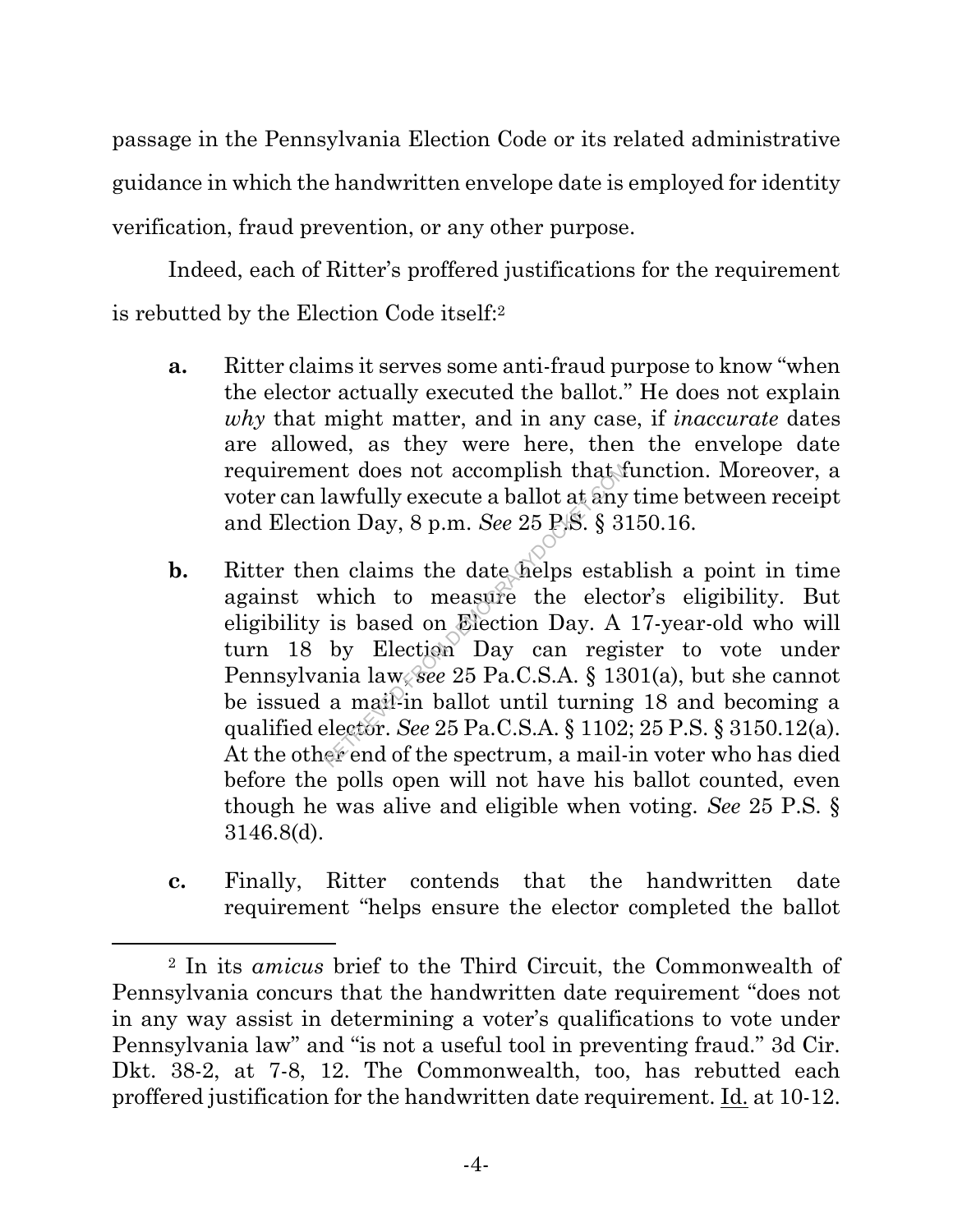passage in the Pennsylvania Election Code or its related administrative guidance in which the handwritten envelope date is employed for identity verification, fraud prevention, or any other purpose.

Indeed, each of Ritter's proffered justifications for the requirement is rebutted by the Election Code itself:[2]

**a.** Ritter claims it serves some anti-fraud purpose to know "when the elector actually executed the ballot." He does not explain *why* that might matter, and in any case, if *inaccurate* dates are allowed, as they were here, then the envelope date requirement does not accomplish that function. Moreover, a voter can lawfully execute a ballot at any time between receipt and Election Day, 8 p.m. *See* 25 P.S. § 3150.16.

**b.** Ritter then claims the date helps establish a point in time against which to measure the elector's eligibility. But eligibility is based on Election Day. A 17-year-old who will turn 18 by Election Day can register to vote under Pennsylvania law, *see* 25 Pa.C.S.A. § 1301(a), but she cannot be issued a mail-in ballot until turning 18 and becoming a qualified elector. *See* 25 Pa.C.S.A. § 1102; 25 P.S. § 3150.12(a). At the other end of the spectrum, a mail-in voter who has died before the polls open will not have his ballot counted, even though he was alive and eligible when voting. *See* 25 P.S. § 3146.8(d).

**c.** Finally, Ritter contends that the handwritten date requirement "helps ensure the elector completed the ballot

---

[2] In its *amicus* brief to the Third Circuit, the Commonwealth of Pennsylvania concurs that the handwritten date requirement "does not in any way assist in determining a voter's qualifications to vote under Pennsylvania law" and "is not a useful tool in preventing fraud." 3d Cir. Dkt. 38-2, at 7-8, 12. The Commonwealth, too, has rebutted each proffered justification for the handwritten date requirement. Id. at 10-12.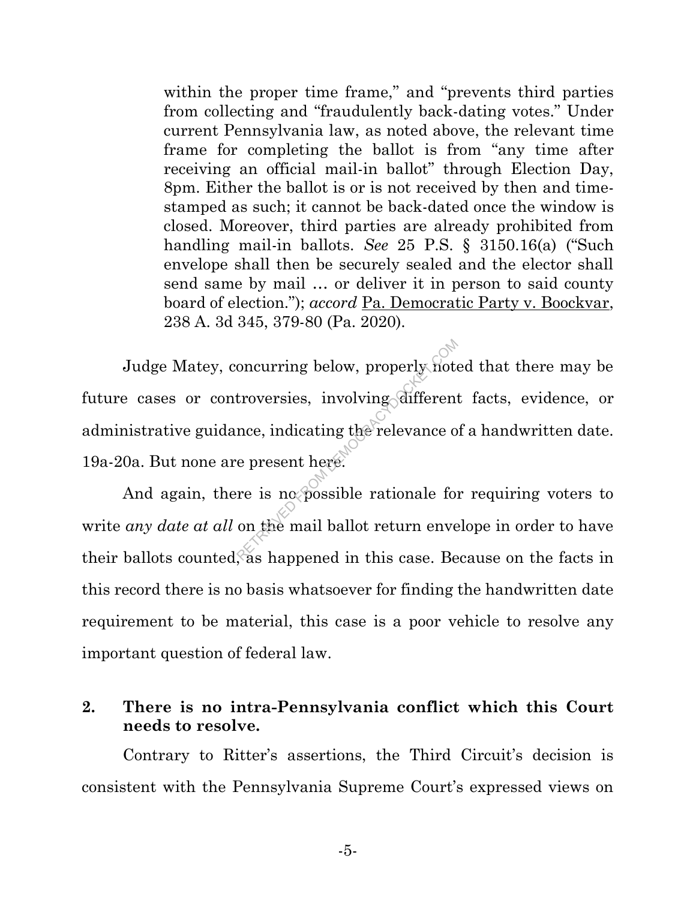> within the proper time frame," and "prevents third parties from collecting and "fraudulently back-dating votes." Under current Pennsylvania law, as noted above, the relevant time frame for completing the ballot is from "any time after receiving an official mail-in ballot" through Election Day, 8pm. Either the ballot is or is not received by then and time-stamped as such; it cannot be back-dated once the window is closed. Moreover, third parties are already prohibited from handling mail-in ballots. *See* 25 P.S. § 3150.16(a) ("Such envelope shall then be securely sealed and the elector shall send same by mail … or deliver it in person to said county board of election."); *accord* Pa. Democratic Party v. Boockvar, 238 A. 3d 345, 379-80 (Pa. 2020).

Judge Matey, concurring below, properly noted that there may be future cases or controversies, involving different facts, evidence, or administrative guidance, indicating the relevance of a handwritten date. 19a-20a. But none are present here.

And again, there is no possible rationale for requiring voters to write *any date at all* on the mail ballot return envelope in order to have their ballots counted, as happened in this case. Because on the facts in this record there is no basis whatsoever for finding the handwritten date requirement to be material, this case is a poor vehicle to resolve any important question of federal law.

**2. There is no intra-Pennsylvania conflict which this Court needs to resolve.**

Contrary to Ritter's assertions, the Third Circuit's decision is consistent with the Pennsylvania Supreme Court's expressed views on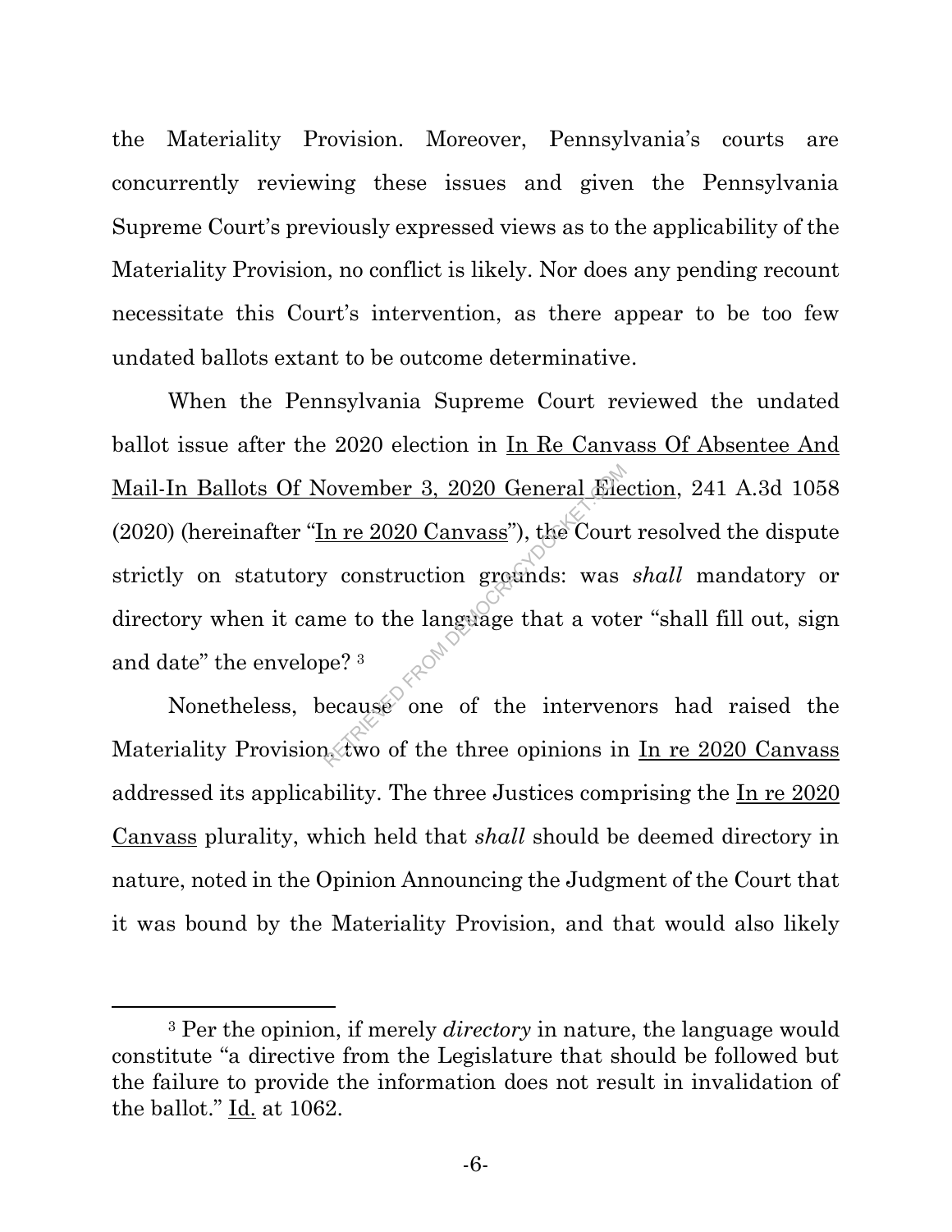the Materiality Provision. Moreover, Pennsylvania's courts are concurrently reviewing these issues and given the Pennsylvania Supreme Court's previously expressed views as to the applicability of the Materiality Provision, no conflict is likely. Nor does any pending recount necessitate this Court's intervention, as there appear to be too few undated ballots extant to be outcome determinative.

When the Pennsylvania Supreme Court reviewed the undated ballot issue after the 2020 election in In Re Canvass Of Absentee And Mail-In Ballots Of November 3, 2020 General Election, 241 A.3d 1058 (2020) (hereinafter "In re 2020 Canvass"), the Court resolved the dispute strictly on statutory construction grounds: was *shall* mandatory or directory when it came to the language that a voter "shall fill out, sign and date" the envelope? [3]

Nonetheless, because one of the intervenors had raised the Materiality Provision, two of the three opinions in In re 2020 Canvass addressed its applicability. The three Justices comprising the In re 2020 Canvass plurality, which held that *shall* should be deemed directory in nature, noted in the Opinion Announcing the Judgment of the Court that it was bound by the Materiality Provision, and that would also likely

---

[3] Per the opinion, if merely *directory* in nature, the language would constitute "a directive from the Legislature that should be followed but the failure to provide the information does not result in invalidation of the ballot." Id. at 1062.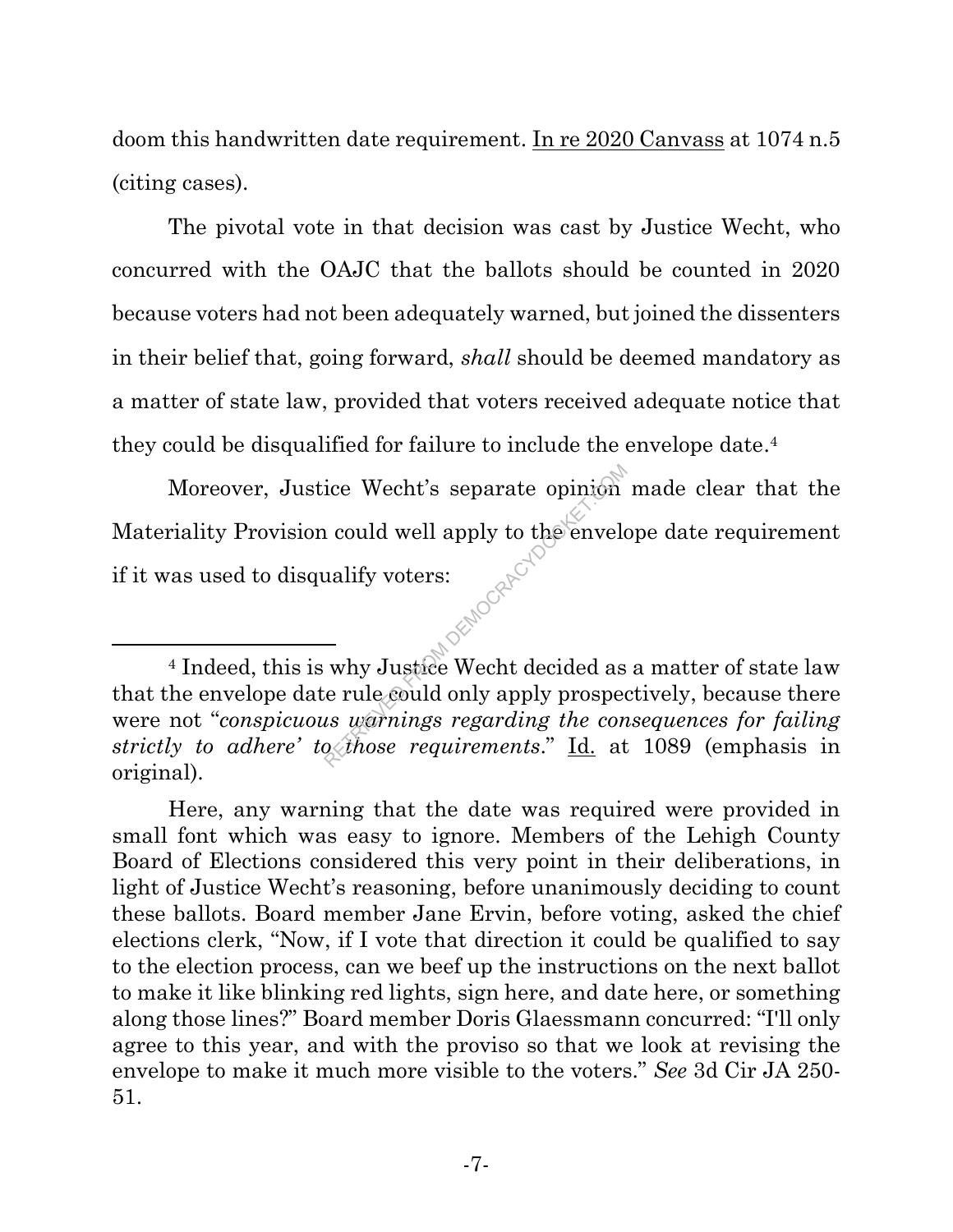doom this handwritten date requirement. In re 2020 Canvass at 1074 n.5 (citing cases).

The pivotal vote in that decision was cast by Justice Wecht, who concurred with the OAJC that the ballots should be counted in 2020 because voters had not been adequately warned, but joined the dissenters in their belief that, going forward, *shall* should be deemed mandatory as a matter of state law, provided that voters received adequate notice that they could be disqualified for failure to include the envelope date.[4]

Moreover, Justice Wecht's separate opinion made clear that the Materiality Provision could well apply to the envelope date requirement if it was used to disqualify voters:

---

[4] Indeed, this is why Justice Wecht decided as a matter of state law that the envelope date rule could only apply prospectively, because there were not "*conspicuous warnings regarding the consequences for failing strictly to adhere' to those requirements*." Id. at 1089 (emphasis in original).

Here, any warning that the date was required were provided in small font which was easy to ignore. Members of the Lehigh County Board of Elections considered this very point in their deliberations, in light of Justice Wecht's reasoning, before unanimously deciding to count these ballots. Board member Jane Ervin, before voting, asked the chief elections clerk, "Now, if I vote that direction it could be qualified to say to the election process, can we beef up the instructions on the next ballot to make it like blinking red lights, sign here, and date here, or something along those lines?" Board member Doris Glaessmann concurred: "I'll only agree to this year, and with the proviso so that we look at revising the envelope to make it much more visible to the voters." *See* 3d Cir JA 250-51.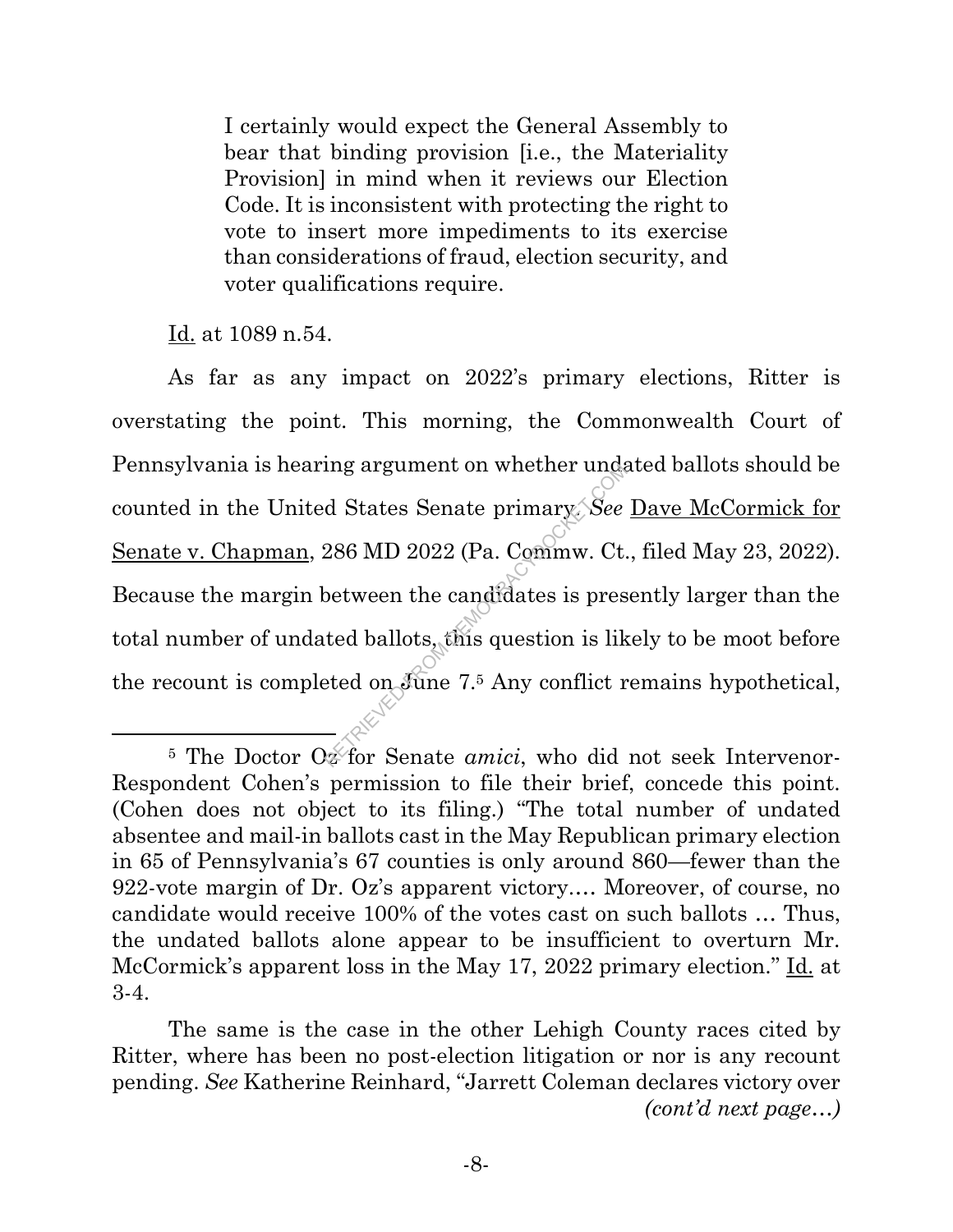> I certainly would expect the General Assembly to bear that binding provision [i.e., the Materiality Provision] in mind when it reviews our Election Code. It is inconsistent with protecting the right to vote to insert more impediments to its exercise than considerations of fraud, election security, and voter qualifications require.

Id. at 1089 n.54.

As far as any impact on 2022's primary elections, Ritter is overstating the point. This morning, the Commonwealth Court of Pennsylvania is hearing argument on whether undated ballots should be counted in the United States Senate primary. *See* Dave McCormick for Senate v. Chapman, 286 MD 2022 (Pa. Commw. Ct., filed May 23, 2022). Because the margin between the candidates is presently larger than the total number of undated ballots, this question is likely to be moot before the recount is completed on June 7.[5] Any conflict remains hypothetical,

---

[5] The Doctor Oz for Senate *amici*, who did not seek Intervenor-Respondent Cohen's permission to file their brief, concede this point. (Cohen does not object to its filing.) "The total number of undated absentee and mail-in ballots cast in the May Republican primary election in 65 of Pennsylvania's 67 counties is only around 860—fewer than the 922-vote margin of Dr. Oz's apparent victory.… Moreover, of course, no candidate would receive 100% of the votes cast on such ballots … Thus, the undated ballots alone appear to be insufficient to overturn Mr. McCormick's apparent loss in the May 17, 2022 primary election." Id. at 3-4.

The same is the case in the other Lehigh County races cited by Ritter, where has been no post-election litigation or nor is any recount pending. *See* Katherine Reinhard, "Jarrett Coleman declares victory over *(cont'd next page…)*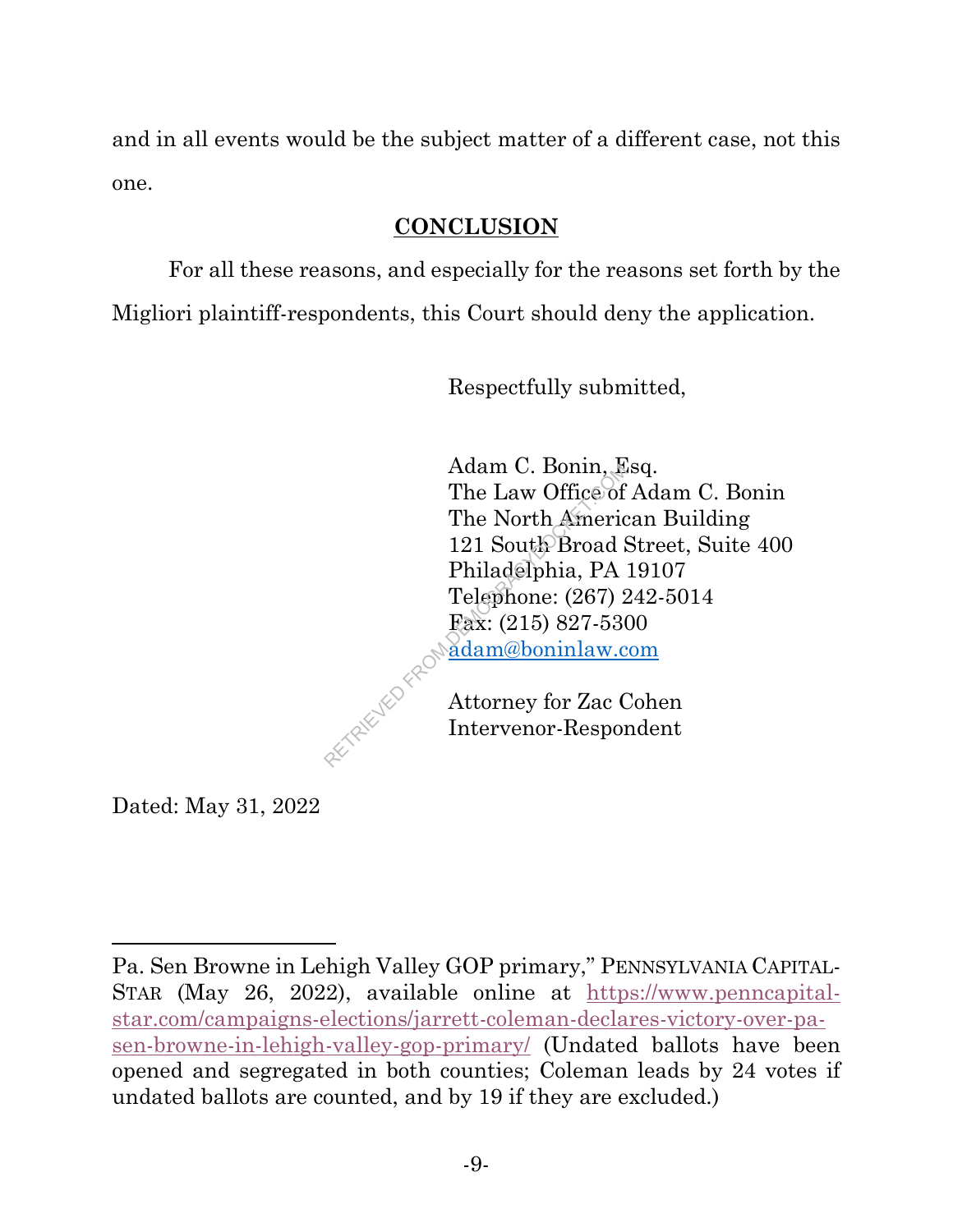and in all events would be the subject matter of a different case, not this one.

## CONCLUSION

For all these reasons, and especially for the reasons set forth by the Migliori plaintiff-respondents, this Court should deny the application.

Respectfully submitted,

Adam C. Bonin, Esq.
The Law Office of Adam C. Bonin
The North American Building
121 South Broad Street, Suite 400
Philadelphia, PA 19107
Telephone: (267) 242-5014
Fax: (215) 827-5300
adam@boninlaw.com

Attorney for Zac Cohen
Intervenor-Respondent

Dated: May 31, 2022

---

Pa. Sen Browne in Lehigh Valley GOP primary," PENNSYLVANIA CAPITAL-STAR (May 26, 2022), available online at https://www.penncapital-star.com/campaigns-elections/jarrett-coleman-declares-victory-over-pa-sen-browne-in-lehigh-valley-gop-primary/ (Undated ballots have been opened and segregated in both counties; Coleman leads by 24 votes if undated ballots are counted, and by 19 if they are excluded.)